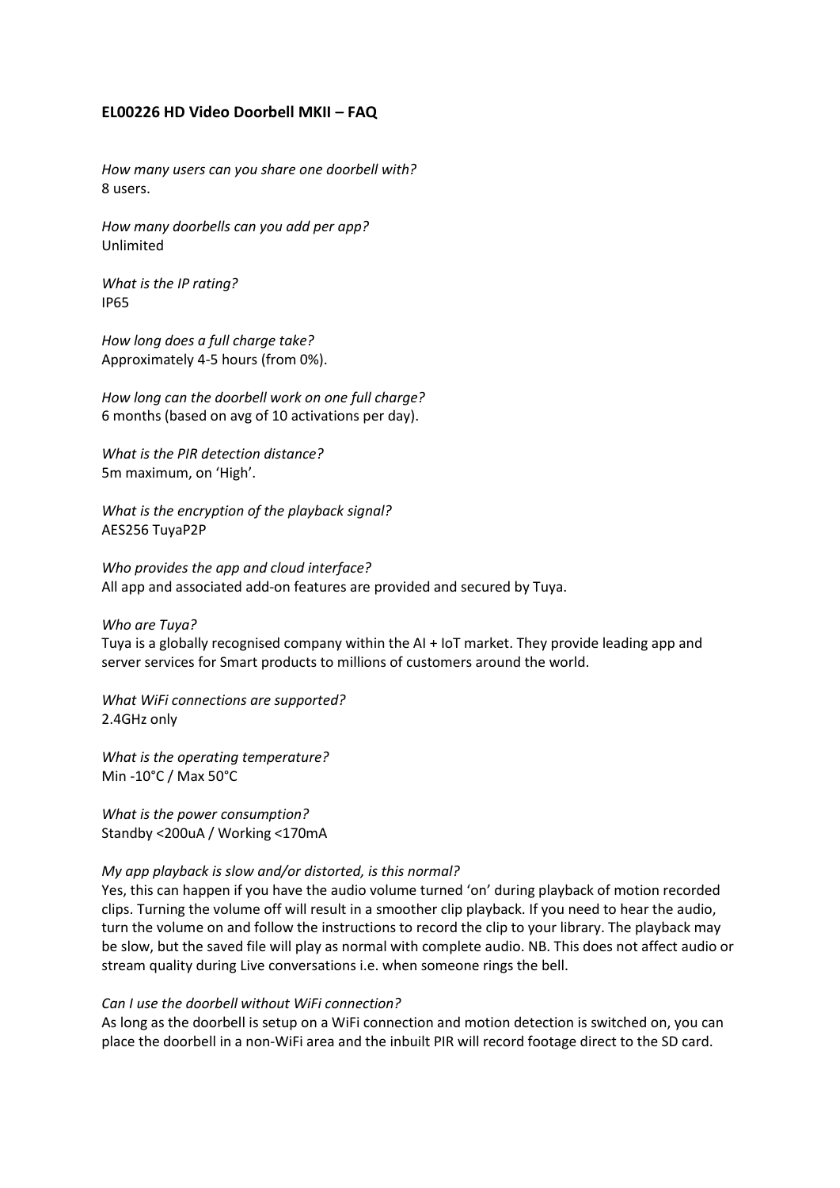**EL00226 HD Video Doorbell MKII – FAQ**

*How many users can you share one doorbell with?*
8 users.

*How many doorbells can you add per app?*
Unlimited

*What is the IP rating?*
IP65

*How long does a full charge take?*
Approximately 4-5 hours (from 0%).

*How long can the doorbell work on one full charge?*
6 months (based on avg of 10 activations per day).

*What is the PIR detection distance?*
5m maximum, on 'High'.

*What is the encryption of the playback signal?*
AES256 TuyaP2P

*Who provides the app and cloud interface?*
All app and associated add-on features are provided and secured by Tuya.

*Who are Tuya?*
Tuya is a globally recognised company within the AI + IoT market. They provide leading app and server services for Smart products to millions of customers around the world.

*What WiFi connections are supported?*
2.4GHz only

*What is the operating temperature?*
Min -10°C / Max 50°C

*What is the power consumption?*
Standby <200uA / Working <170mA

*My app playback is slow and/or distorted, is this normal?*
Yes, this can happen if you have the audio volume turned 'on' during playback of motion recorded clips. Turning the volume off will result in a smoother clip playback. If you need to hear the audio, turn the volume on and follow the instructions to record the clip to your library. The playback may be slow, but the saved file will play as normal with complete audio. NB. This does not affect audio or stream quality during Live conversations i.e. when someone rings the bell.

*Can I use the doorbell without WiFi connection?*
As long as the doorbell is setup on a WiFi connection and motion detection is switched on, you can place the doorbell in a non-WiFi area and the inbuilt PIR will record footage direct to the SD card.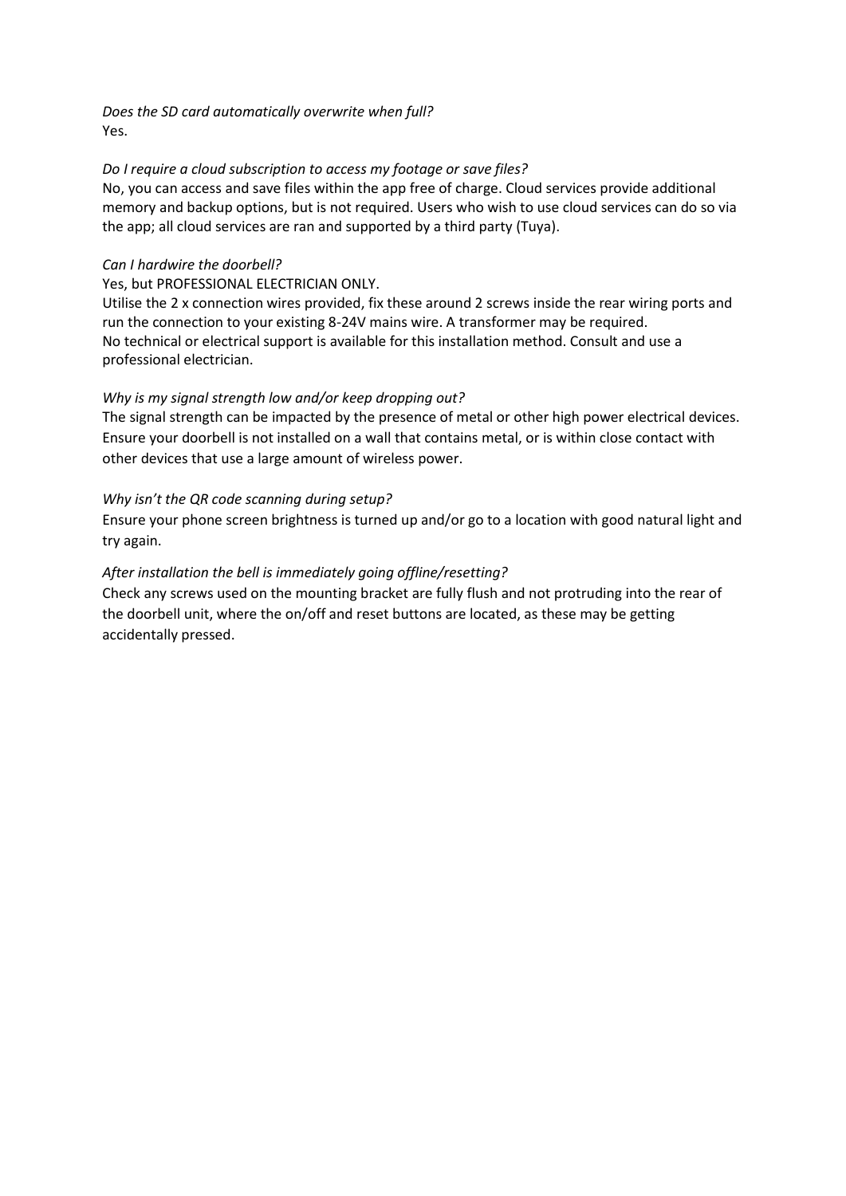*Does the SD card automatically overwrite when full?*
Yes.

*Do I require a cloud subscription to access my footage or save files?*
No, you can access and save files within the app free of charge. Cloud services provide additional memory and backup options, but is not required. Users who wish to use cloud services can do so via the app; all cloud services are ran and supported by a third party (Tuya).

*Can I hardwire the doorbell?*
Yes, but PROFESSIONAL ELECTRICIAN ONLY.
Utilise the 2 x connection wires provided, fix these around 2 screws inside the rear wiring ports and run the connection to your existing 8-24V mains wire. A transformer may be required.
No technical or electrical support is available for this installation method. Consult and use a professional electrician.

*Why is my signal strength low and/or keep dropping out?*
The signal strength can be impacted by the presence of metal or other high power electrical devices. Ensure your doorbell is not installed on a wall that contains metal, or is within close contact with other devices that use a large amount of wireless power.

*Why isn't the QR code scanning during setup?*
Ensure your phone screen brightness is turned up and/or go to a location with good natural light and try again.

*After installation the bell is immediately going offline/resetting?*
Check any screws used on the mounting bracket are fully flush and not protruding into the rear of the doorbell unit, where the on/off and reset buttons are located, as these may be getting accidentally pressed.